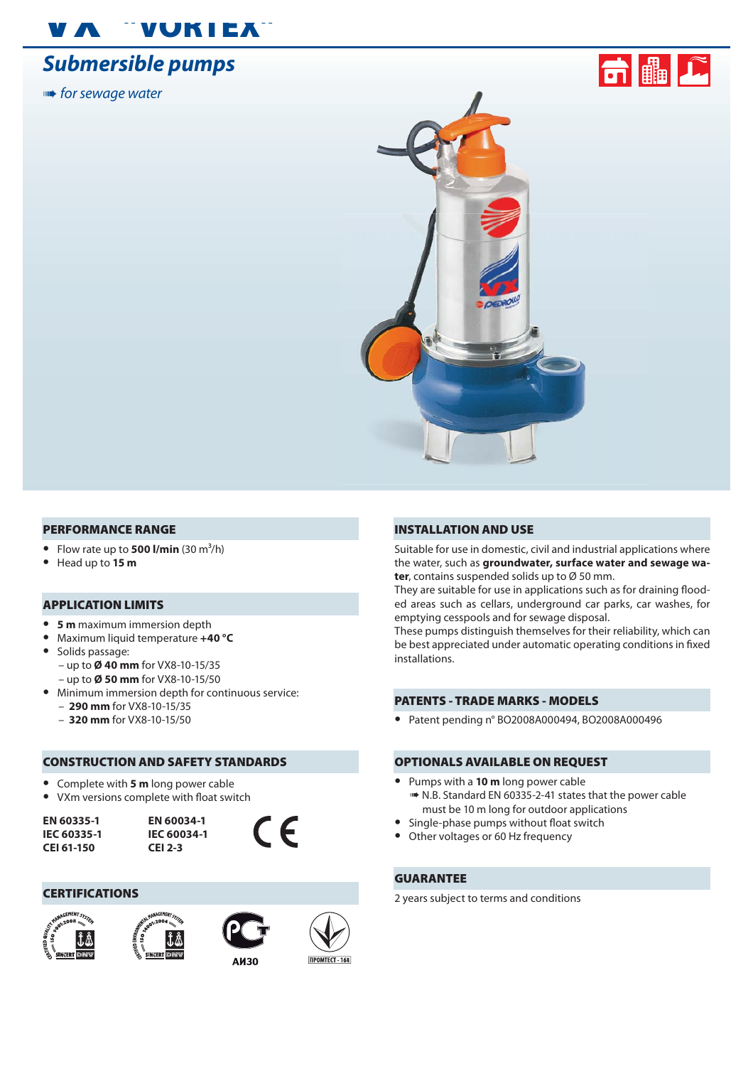# VX "VORTEX"

## Submersible pumps

*for sewage water*

## PERFORMANCE RANGE

- Flow rate up to **500 l/min** (30 $m^3$/h)
- Head up to **15 m**

## APPLICATION LIMITS

- **5 m** maximum immersion depth
- Maximum liquid temperature **+40 °C**
- Solids passage:
  - up to **Ø 40 mm** for VX8-10-15/35
  - up to **Ø 50 mm** for VX8-10-15/50
- Minimum immersion depth for continuous service:
  - **290 mm** for VX8-10-15/35
  - **320 mm** for VX8-10-15/50

## CONSTRUCTION AND SAFETY STANDARDS

- Complete with **5 m** long power cable
- VXm versions complete with float switch

**EN 60335-1**
**IEC 60335-1**
**CEI 61-150**

**EN 60034-1**
**IEC 60034-1**
**CEI 2-3**

CE

## CERTIFICATIONS

АИ30

ПРОМТЕСТ - 168

## INSTALLATION AND USE

Suitable for use in domestic, civil and industrial applications where the water, such as **groundwater, surface water and sewage water**, contains suspended solids up to Ø 50 mm.
They are suitable for use in applications such as for draining flooded areas such as cellars, underground car parks, car washes, for emptying cesspools and for sewage disposal.
These pumps distinguish themselves for their reliability, which can be best appreciated under automatic operating conditions in fixed installations.

## PATENTS - TRADE MARKS - MODELS

- Patent pending n° BO2008A000494, BO2008A000496

## OPTIONALS AVAILABLE ON REQUEST

- Pumps with a **10 m** long power cable
  - N.B. Standard EN 60335-2-41 states that the power cable must be 10 m long for outdoor applications
- Single-phase pumps without float switch
- Other voltages or 60 Hz frequency

## GUARANTEE

2 years subject to terms and conditions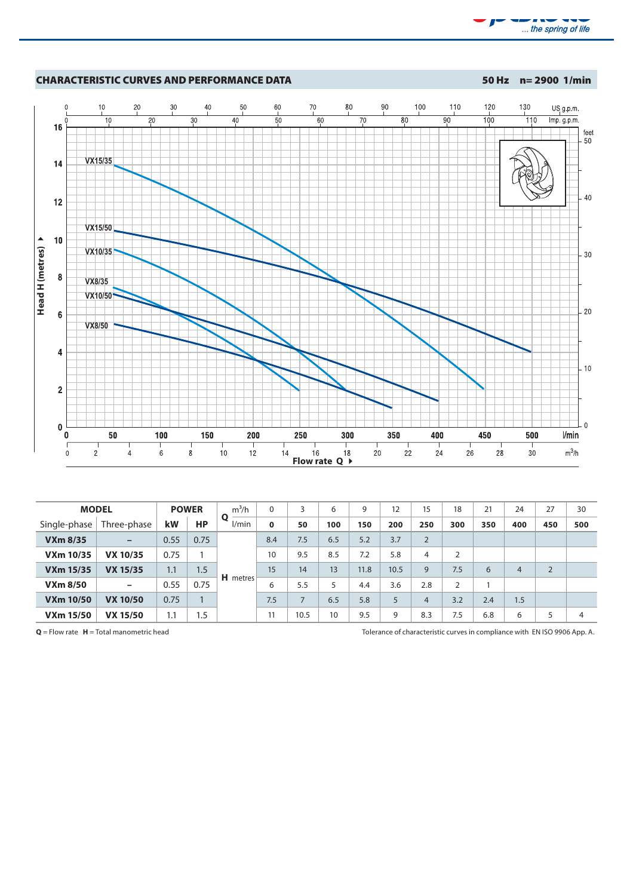## CHARACTERISTIC CURVES AND PERFORMANCE DATA

**50 Hz n= 2900 1/min**

| MODEL | | POWER | | Q | m³/h | 0 | 3 | 6 | 9 | 12 | 15 | 18 | 21 | 24 | 27 | 30 |
|---|---|---|---|---|---|---|---|---|---|---|---|---|---|---|---|---|
| Single-phase | Three-phase | kW | HP | | l/min | **0** | **50** | **100** | **150** | **200** | **250** | **300** | **350** | **400** | **450** | **500** |
| **VXm 8/35** | – | 0.55 | 0.75 | H | metres | 8.4 | 7.5 | 6.5 | 5.2 | 3.7 | 2 | | | | | |
| **VXm 10/35** | **VX 10/35** | 0.75 | 1 | | | 10 | 9.5 | 8.5 | 7.2 | 5.8 | 4 | 2 | | | | |
| **VXm 15/35** | **VX 15/35** | 1.1 | 1.5 | | | 15 | 14 | 13 | 11.8 | 10.5 | 9 | 7.5 | 6 | 4 | 2 | |
| **VXm 8/50** | – | 0.55 | 0.75 | | | 6 | 5.5 | 5 | 4.4 | 3.6 | 2.8 | 2 | 1 | | | |
| **VXm 10/50** | **VX 10/50** | 0.75 | 1 | | | 7.5 | 7 | 6.5 | 5.8 | 5 | 4 | 3.2 | 2.4 | 1.5 | | |
| **VXm 15/50** | **VX 15/50** | 1.1 | 1.5 | | | 11 | 10.5 | 10 | 9.5 | 9 | 8.3 | 7.5 | 6.8 | 6 | 5 | 4 |

**Q** = Flow rate **H** = Total manometric head

Tolerance of characteristic curves in compliance with EN ISO 9906 App. A.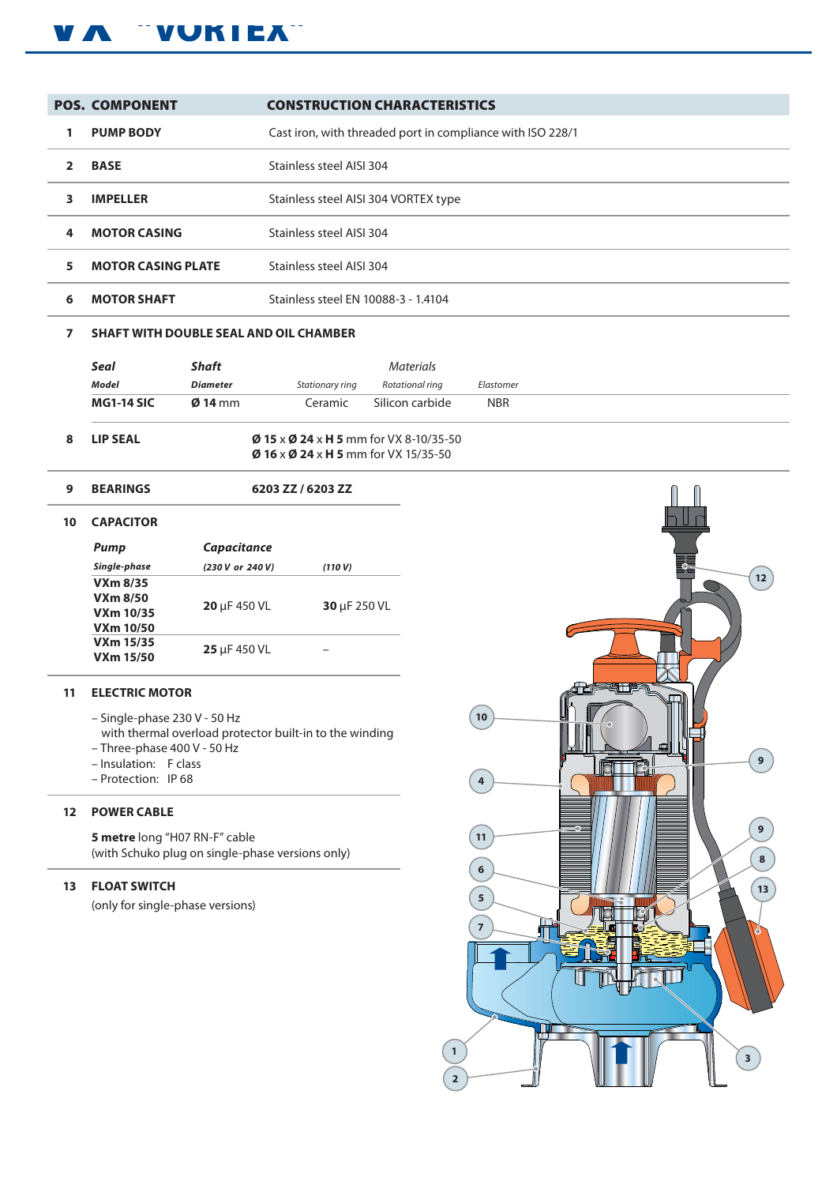| POS. | COMPONENT | CONSTRUCTION CHARACTERISTICS |
|---|---|---|
| 1 | PUMP BODY | Cast iron, with threaded port in compliance with ISO 228/1 |
| 2 | BASE | Stainless steel AISI 304 |
| 3 | IMPELLER | Stainless steel AISI 304 VORTEX type |
| 4 | MOTOR CASING | Stainless steel AISI 304 |
| 5 | MOTOR CASING PLATE | Stainless steel AISI 304 |
| 6 | MOTOR SHAFT | Stainless steel EN 10088-3 - 1.4104 |

**7 SHAFT WITH DOUBLE SEAL AND OIL CHAMBER**

| *Seal* | *Shaft* | *Materials* | | |
|---|---|---|---|---|
| *Model* | *Diameter* | *Stationary ring* | *Rotational ring* | *Elastomer* |
| **MG1-14 SIC** | **Ø 14** mm | Ceramic | Silicon carbide | NBR |

**8 LIP SEAL**

**Ø 15** x **Ø 24** x **H 5** mm for VX 8-10/35-50
**Ø 16** x **Ø 24** x **H 5** mm for VX 15/35-50

**9 BEARINGS** — **6203 ZZ / 6203 ZZ**

**10 CAPACITOR**

| *Pump* | *Capacitance* | |
|---|---|---|
| *Single-phase* | *(230 V or 240 V)* | *(110 V)* |
| **VXm 8/35** **VXm 8/50** **VXm 10/35** **VXm 10/50** | **20** µF 450 VL | **30** µF 250 VL |
| **VXm 15/35** **VXm 15/50** | **25** µF 450 VL | – |

**11 ELECTRIC MOTOR**

- Single-phase 230 V - 50 Hz
  with thermal overload protector built-in to the winding
- Three-phase 400 V - 50 Hz
- Insulation: F class
- Protection: IP 68

**12 POWER CABLE**

**5 metre** long "H07 RN-F" cable
(with Schuko plug on single-phase versions only)

**13 FLOAT SWITCH**

(only for single-phase versions)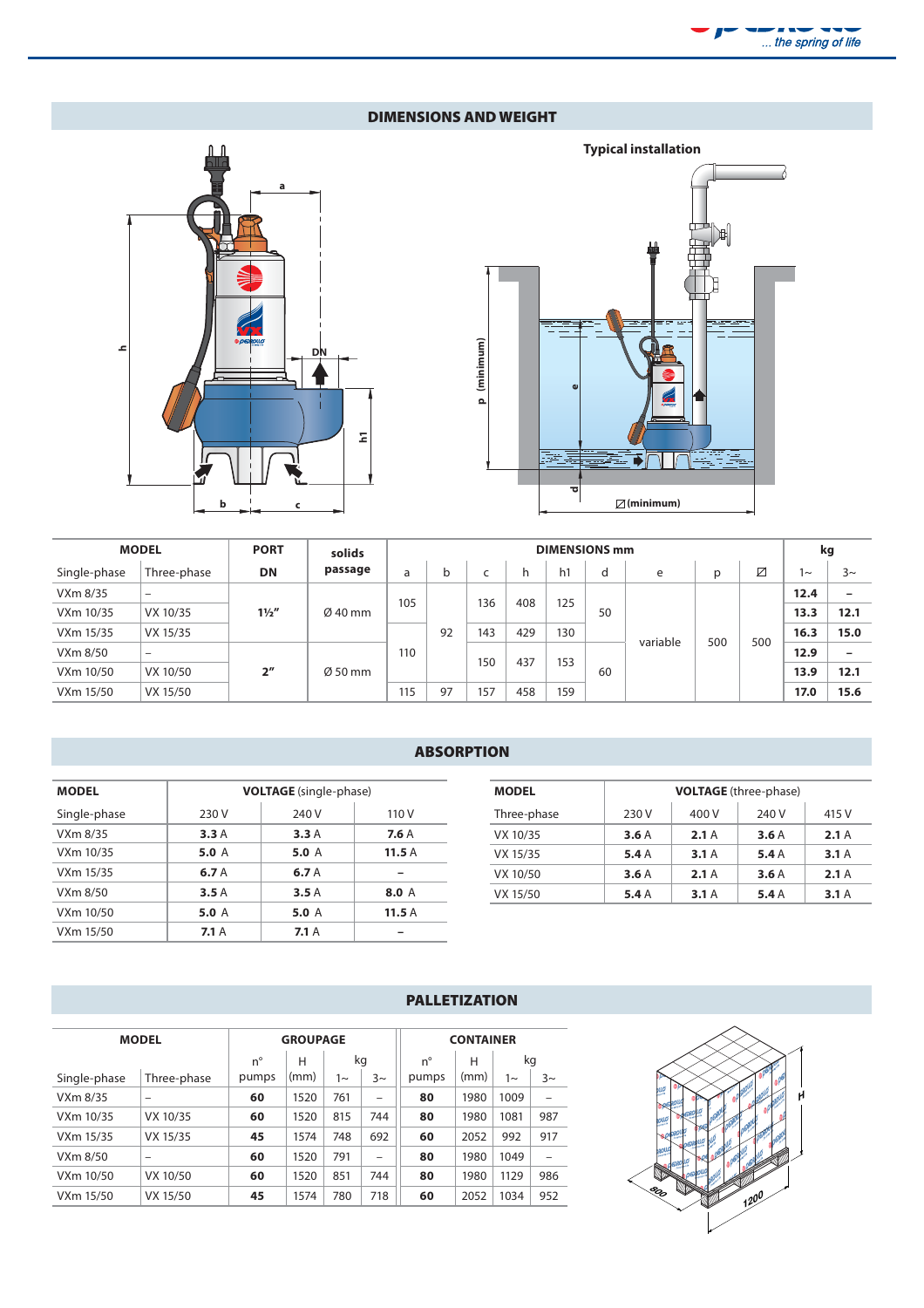## DIMENSIONS AND WEIGHT

Typical installation

| MODEL | | PORT | solids | DIMENSIONS mm | | | | | | | | | kg | |
|---|---|---|---|---|---|---|---|---|---|---|---|---|---|---|
| Single-phase | Three-phase | DN | passage | a | b | c | h | h1 | d | e | p | ⊠ | 1~ | 3~ |
| VXm 8/35 | – | 1½" | Ø 40 mm | 105 | 92 | 136 | 408 | 125 | 50 | variable | 500 | 500 | **12.4** | **–** |
| VXm 10/35 | VX 10/35 | | | | | | | | | | | | **13.3** | **12.1** |
| VXm 15/35 | VX 15/35 | | | 110 | | 143 | 429 | 130 | | | | | **16.3** | **15.0** |
| VXm 8/50 | – | 2" | Ø 50 mm | | | 150 | 437 | 153 | 60 | | | | **12.9** | **–** |
| VXm 10/50 | VX 10/50 | | | | | | | | | | | | **13.9** | **12.1** |
| VXm 15/50 | VX 15/50 | | | 115 | 97 | 157 | 458 | 159 | | | | | **17.0** | **15.6** |

## ABSORPTION

| MODEL | VOLTAGE (single-phase) | | |
|---|---|---|---|
| Single-phase | 230 V | 240 V | 110 V |
| VXm 8/35 | **3.3** A | **3.3** A | **7.6** A |
| VXm 10/35 | **5.0** A | **5.0** A | **11.5** A |
| VXm 15/35 | **6.7** A | **6.7** A | – |
| VXm 8/50 | **3.5** A | **3.5** A | **8.0** A |
| VXm 10/50 | **5.0** A | **5.0** A | **11.5** A |
| VXm 15/50 | **7.1** A | **7.1** A | – |

| MODEL | VOLTAGE (three-phase) | | | |
|---|---|---|---|---|
| Three-phase | 230 V | 400 V | 240 V | 415 V |
| VX 10/35 | **3.6** A | **2.1** A | **3.6** A | **2.1** A |
| VX 15/35 | **5.4** A | **3.1** A | **5.4** A | **3.1** A |
| VX 10/50 | **3.6** A | **2.1** A | **3.6** A | **2.1** A |
| VX 15/50 | **5.4** A | **3.1** A | **5.4** A | **3.1** A |

## PALLETIZATION

| MODEL | | GROUPAGE | | | | CONTAINER | | | |
|---|---|---|---|---|---|---|---|---|---|
| | | n° | H | kg | | n° | H | kg | |
| Single-phase | Three-phase | pumps | (mm) | 1~ | 3~ | pumps | (mm) | 1~ | 3~ |
| VXm 8/35 | – | **60** | 1520 | 761 | – | **80** | 1980 | 1009 | – |
| VXm 10/35 | VX 10/35 | **60** | 1520 | 815 | 744 | **80** | 1980 | 1081 | 987 |
| VXm 15/35 | VX 15/35 | **45** | 1574 | 748 | 692 | **60** | 2052 | 992 | 917 |
| VXm 8/50 | – | **60** | 1520 | 791 | – | **80** | 1980 | 1049 | – |
| VXm 10/50 | VX 10/50 | **60** | 1520 | 851 | 744 | **80** | 1980 | 1129 | 986 |
| VXm 15/50 | VX 15/50 | **45** | 1574 | 780 | 718 | **60** | 2052 | 1034 | 952 |